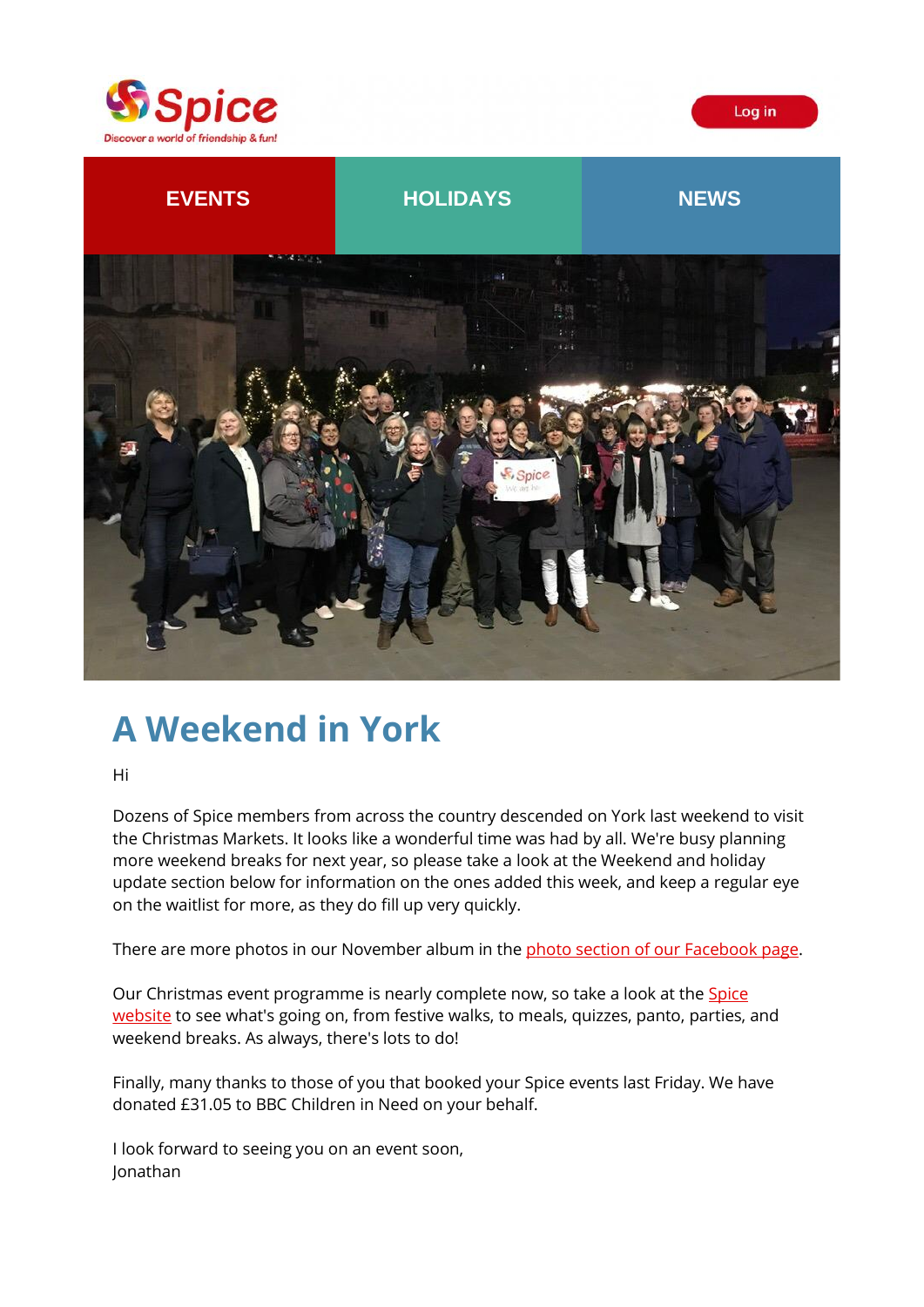Spice

Discover a world of friendship & fun!

Log in

**EVENTS** | **HOLIDAYS** | **NEWS**

# A Weekend in York

Hi

Dozens of Spice members from across the country descended on York last weekend to visit the Christmas Markets. It looks like a wonderful time was had by all. We're busy planning more weekend breaks for next year, so please take a look at the Weekend and holiday update section below for information on the ones added this week, and keep a regular eye on the waitlist for more, as they do fill up very quickly.

There are more photos in our November album in the photo section of our Facebook page.

Our Christmas event programme is nearly complete now, so take a look at the Spice website to see what's going on, from festive walks, to meals, quizzes, panto, parties, and weekend breaks. As always, there's lots to do!

Finally, many thanks to those of you that booked your Spice events last Friday. We have donated £31.05 to BBC Children in Need on your behalf.

I look forward to seeing you on an event soon,
Jonathan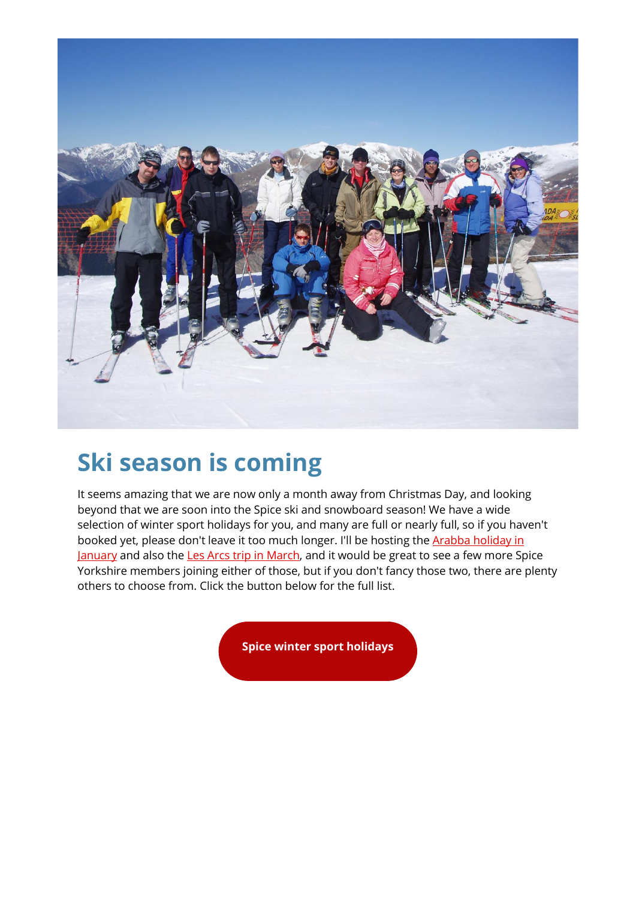## Ski season is coming

It seems amazing that we are now only a month away from Christmas Day, and looking beyond that we are soon into the Spice ski and snowboard season! We have a wide selection of winter sport holidays for you, and many are full or nearly full, so if you haven't booked yet, please don't leave it too much longer. I'll be hosting the Arabba holiday in January and also the Les Arcs trip in March, and it would be great to see a few more Spice Yorkshire members joining either of those, but if you don't fancy those two, there are plenty others to choose from. Click the button below for the full list.

**Spice winter sport holidays**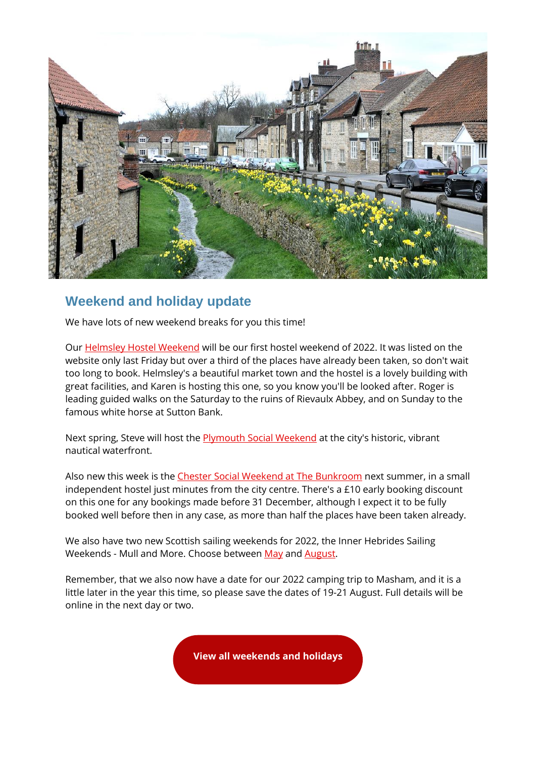## Weekend and holiday update

We have lots of new weekend breaks for you this time!

Our Helmsley Hostel Weekend will be our first hostel weekend of 2022. It was listed on the website only last Friday but over a third of the places have already been taken, so don't wait too long to book. Helmsley's a beautiful market town and the hostel is a lovely building with great facilities, and Karen is hosting this one, so you know you'll be looked after. Roger is leading guided walks on the Saturday to the ruins of Rievaulx Abbey, and on Sunday to the famous white horse at Sutton Bank.

Next spring, Steve will host the Plymouth Social Weekend at the city's historic, vibrant nautical waterfront.

Also new this week is the Chester Social Weekend at The Bunkroom next summer, in a small independent hostel just minutes from the city centre. There's a £10 early booking discount on this one for any bookings made before 31 December, although I expect it to be fully booked well before then in any case, as more than half the places have been taken already.

We also have two new Scottish sailing weekends for 2022, the Inner Hebrides Sailing Weekends - Mull and More. Choose between May and August.

Remember, that we also now have a date for our 2022 camping trip to Masham, and it is a little later in the year this time, so please save the dates of 19-21 August. Full details will be online in the next day or two.

**View all weekends and holidays**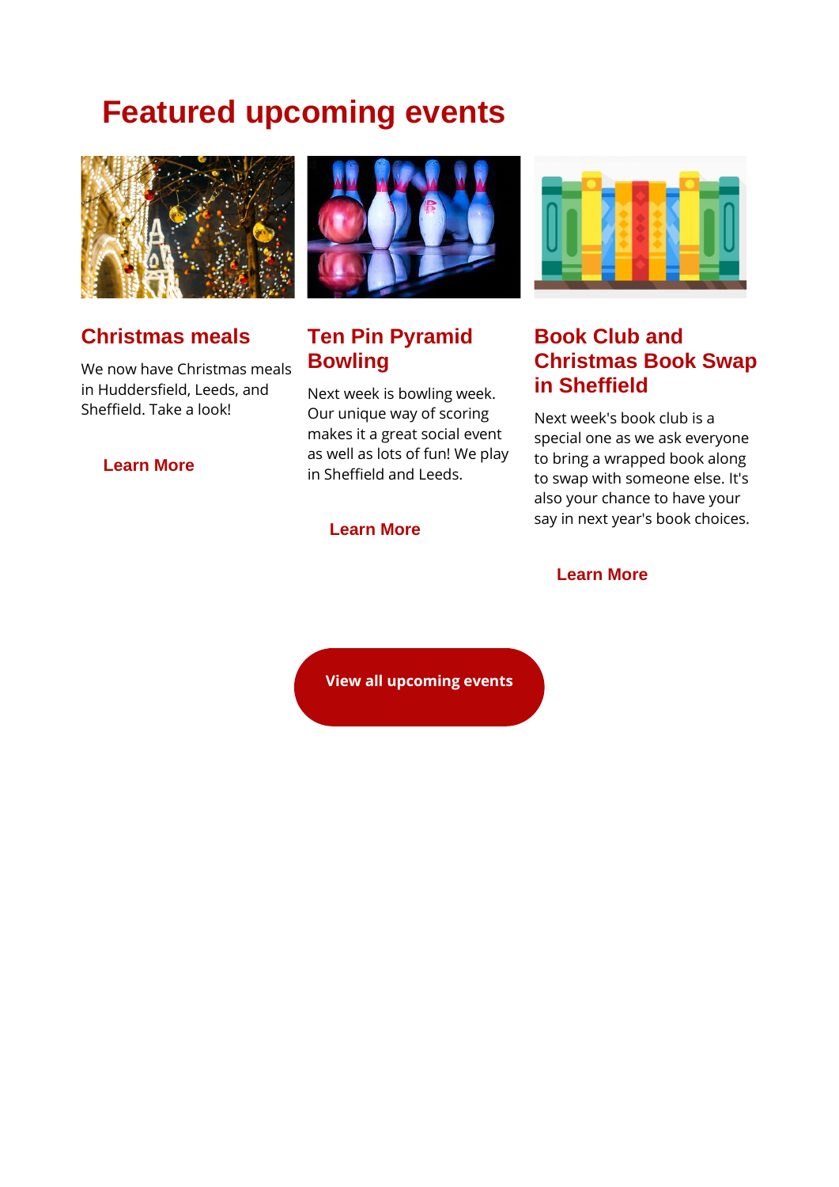# Featured upcoming events

## Christmas meals

We now have Christmas meals in Huddersfield, Leeds, and Sheffield. Take a look!

**Learn More**

## Ten Pin Pyramid Bowling

Next week is bowling week. Our unique way of scoring makes it a great social event as well as lots of fun! We play in Sheffield and Leeds.

**Learn More**

## Book Club and Christmas Book Swap in Sheffield

Next week's book club is a special one as we ask everyone to bring a wrapped book along to swap with someone else. It's also your chance to have your say in next year's book choices.

**Learn More**

**View all upcoming events**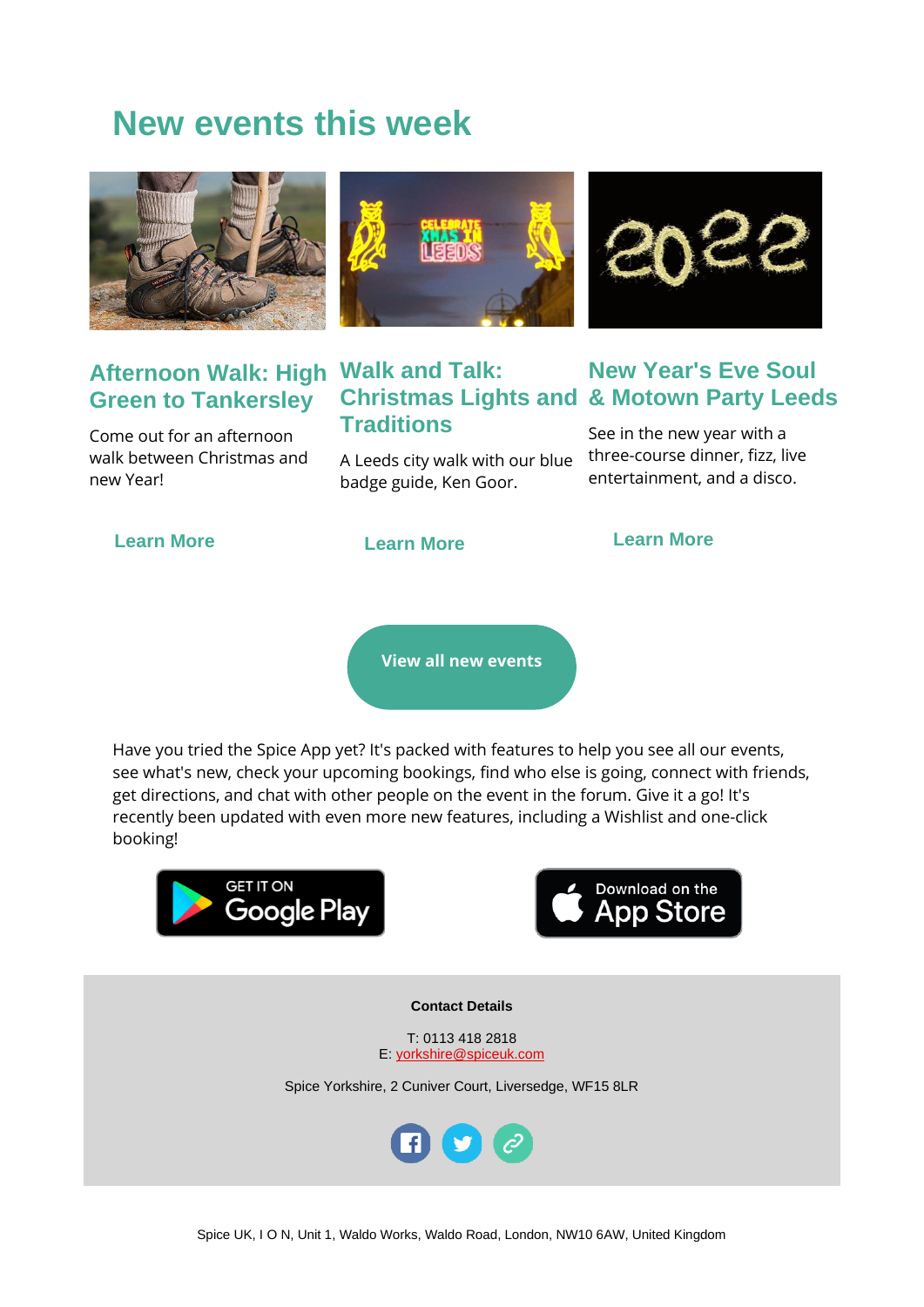## New events this week

### Afternoon Walk: High Green to Tankersley

Come out for an afternoon walk between Christmas and new Year!

**Learn More**

### Walk and Talk: Christmas Lights and Traditions

A Leeds city walk with our blue badge guide, Ken Goor.

**Learn More**

### New Year's Eve Soul & Motown Party Leeds

See in the new year with a three-course dinner, fizz, live entertainment, and a disco.

**Learn More**

**View all new events**

Have you tried the Spice App yet? It's packed with features to help you see all our events, see what's new, check your upcoming bookings, find who else is going, connect with friends, get directions, and chat with other people on the event in the forum. Give it a go! It's recently been updated with even more new features, including a Wishlist and one-click booking!

GET IT ON Google Play

Download on the App Store

**Contact Details**

T: 0113 418 2818
E: yorkshire@spiceuk.com

Spice Yorkshire, 2 Cuniver Court, Liversedge, WF15 8LR

Spice UK, I O N, Unit 1, Waldo Works, Waldo Road, London, NW10 6AW, United Kingdom